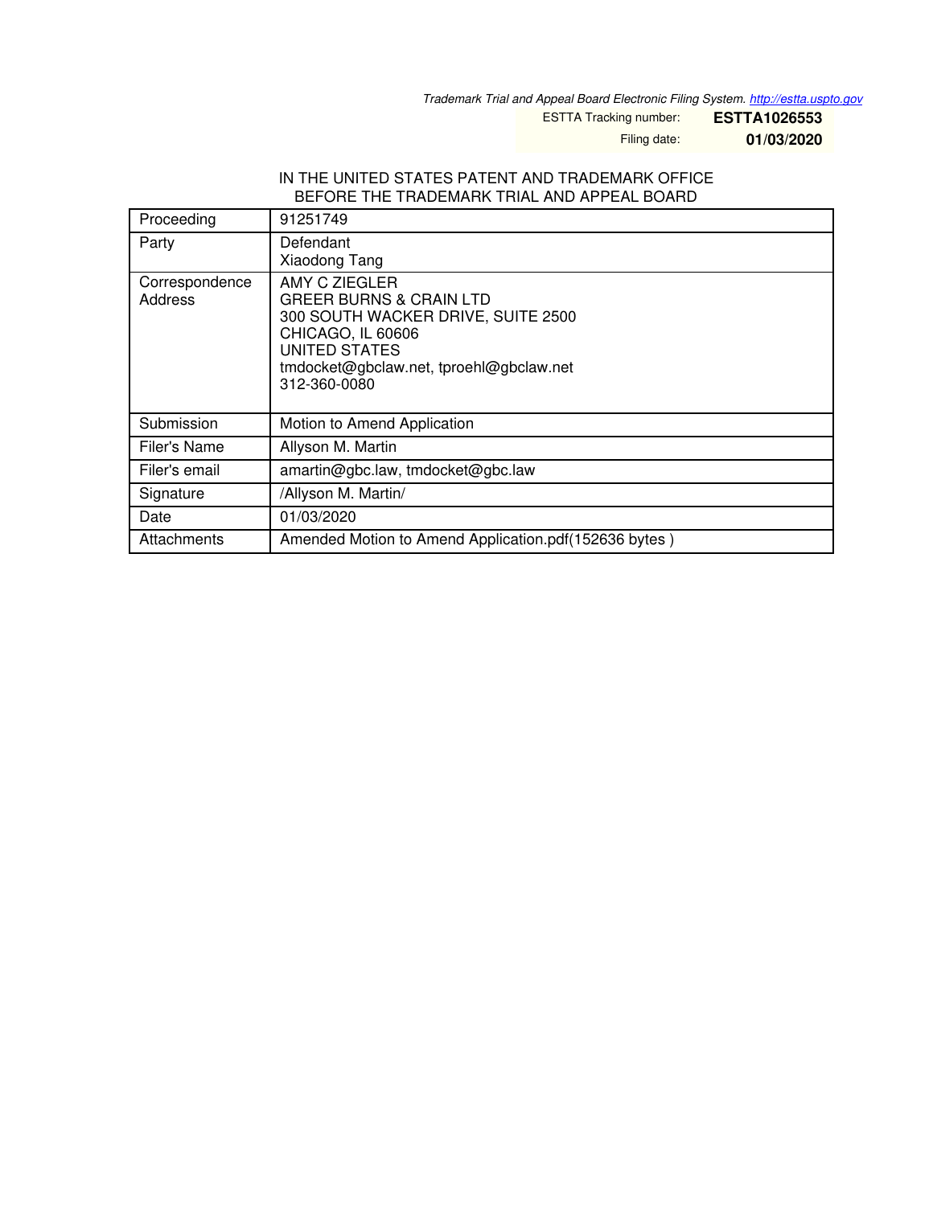*Trademark Trial and Appeal Board Electronic Filing System. http://estta.uspto.gov*

ESTTA Tracking number: **ESTTA1026553**

Filing date: **01/03/2020**

IN THE UNITED STATES PATENT AND TRADEMARK OFFICE
BEFORE THE TRADEMARK TRIAL AND APPEAL BOARD

| Proceeding | 91251749 |
|---|---|
| Party | Defendant<br>Xiaodong Tang |
| Correspondence Address | AMY C ZIEGLER<br>GREER BURNS & CRAIN LTD<br>300 SOUTH WACKER DRIVE, SUITE 2500<br>CHICAGO, IL 60606<br>UNITED STATES<br>tmdocket@gbclaw.net, tproehl@gbclaw.net<br>312-360-0080 |
| Submission | Motion to Amend Application |
| Filer's Name | Allyson M. Martin |
| Filer's email | amartin@gbc.law, tmdocket@gbc.law |
| Signature | /Allyson M. Martin/ |
| Date | 01/03/2020 |
| Attachments | Amended Motion to Amend Application.pdf(152636 bytes ) |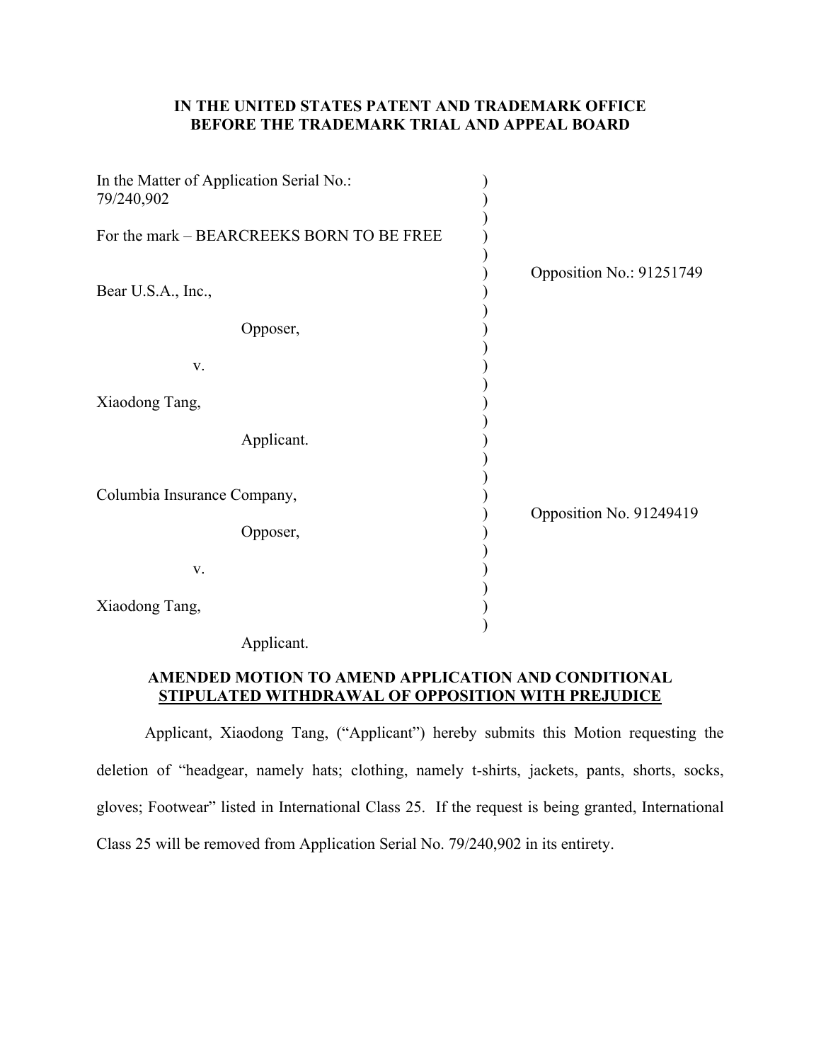**IN THE UNITED STATES PATENT AND TRADEMARK OFFICE**
**BEFORE THE TRADEMARK TRIAL AND APPEAL BOARD**

| | |
|---|---|
| In the Matter of Application Serial No.: 79/240,902 | |
| For the mark – BEARCREEKS BORN TO BE FREE | |
| Bear U.S.A., Inc., | Opposition No.: 91251749 |
| Opposer, | |
| v. | |
| Xiaodong Tang, | |
| Applicant. | |
| Columbia Insurance Company, | Opposition No. 91249419 |
| Opposer, | |
| v. | |
| Xiaodong Tang, | |
| Applicant. | |

**AMENDED MOTION TO AMEND APPLICATION AND CONDITIONAL <u>STIPULATED WITHDRAWAL OF OPPOSITION WITH PREJUDICE</u>**

Applicant, Xiaodong Tang, ("Applicant") hereby submits this Motion requesting the deletion of "headgear, namely hats; clothing, namely t-shirts, jackets, pants, shorts, socks, gloves; Footwear" listed in International Class 25. If the request is being granted, International Class 25 will be removed from Application Serial No. 79/240,902 in its entirety.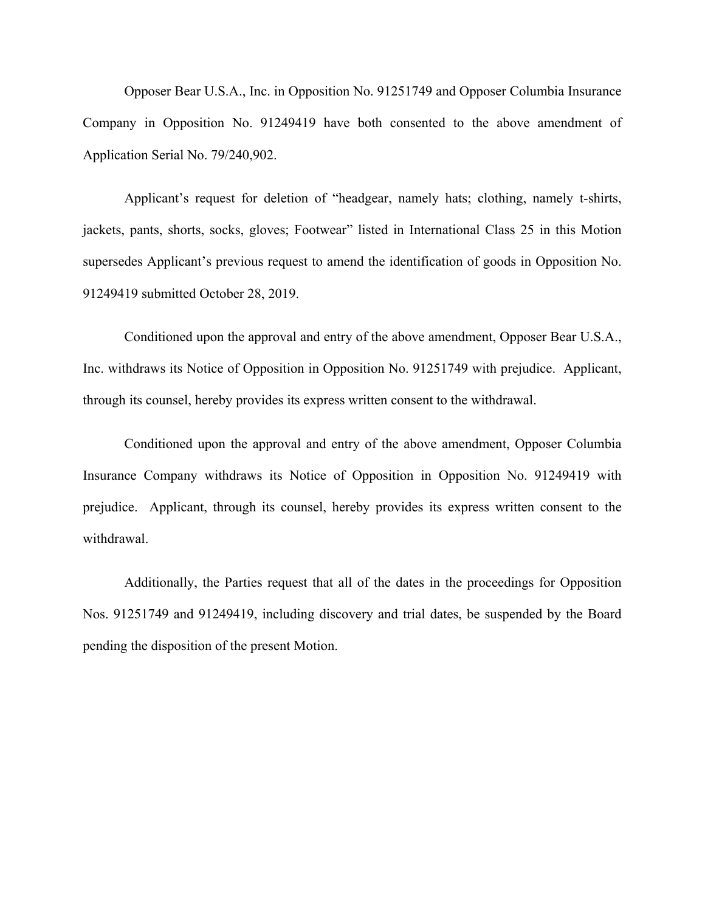Opposer Bear U.S.A., Inc. in Opposition No. 91251749 and Opposer Columbia Insurance Company in Opposition No. 91249419 have both consented to the above amendment of Application Serial No. 79/240,902.

Applicant's request for deletion of "headgear, namely hats; clothing, namely t-shirts, jackets, pants, shorts, socks, gloves; Footwear" listed in International Class 25 in this Motion supersedes Applicant's previous request to amend the identification of goods in Opposition No. 91249419 submitted October 28, 2019.

Conditioned upon the approval and entry of the above amendment, Opposer Bear U.S.A., Inc. withdraws its Notice of Opposition in Opposition No. 91251749 with prejudice. Applicant, through its counsel, hereby provides its express written consent to the withdrawal.

Conditioned upon the approval and entry of the above amendment, Opposer Columbia Insurance Company withdraws its Notice of Opposition in Opposition No. 91249419 with prejudice. Applicant, through its counsel, hereby provides its express written consent to the withdrawal.

Additionally, the Parties request that all of the dates in the proceedings for Opposition Nos. 91251749 and 91249419, including discovery and trial dates, be suspended by the Board pending the disposition of the present Motion.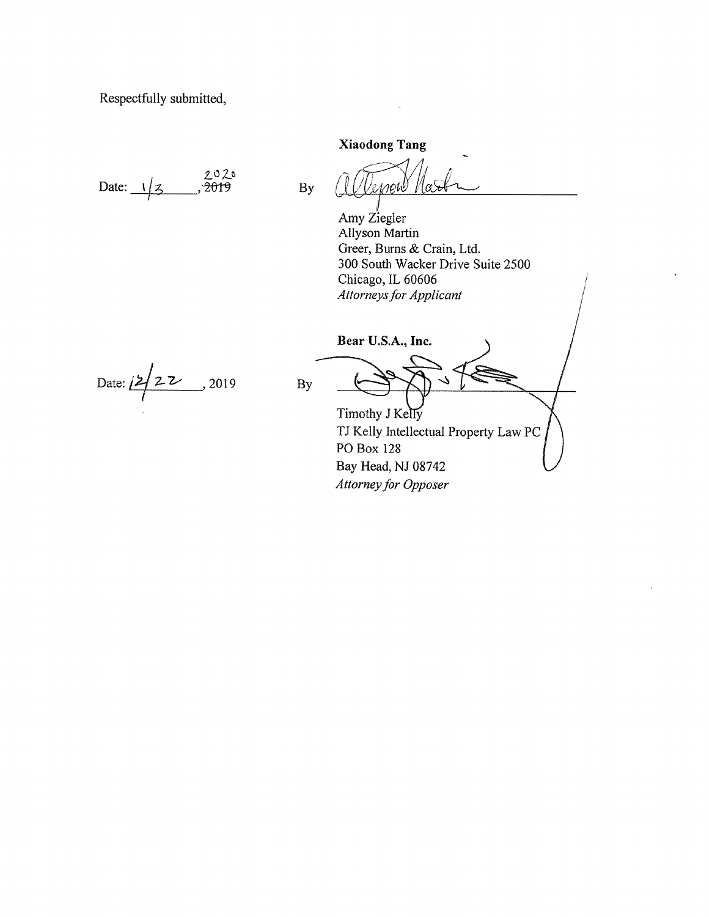Respectfully submitted,

**Xiaodong Tang**

Date: 1/3, ~~2019~~ 2020

By _______________________

Amy Ziegler
Allyson Martin
Greer, Burns & Crain, Ltd.
300 South Wacker Drive Suite 2500
Chicago, IL 60606
*Attorneys for Applicant*

**Bear U.S.A., Inc.**

Date: 12/22, 2019

By _______________________

Timothy J Kelly
TJ Kelly Intellectual Property Law PC
PO Box 128
Bay Head, NJ 08742
*Attorney for Opposer*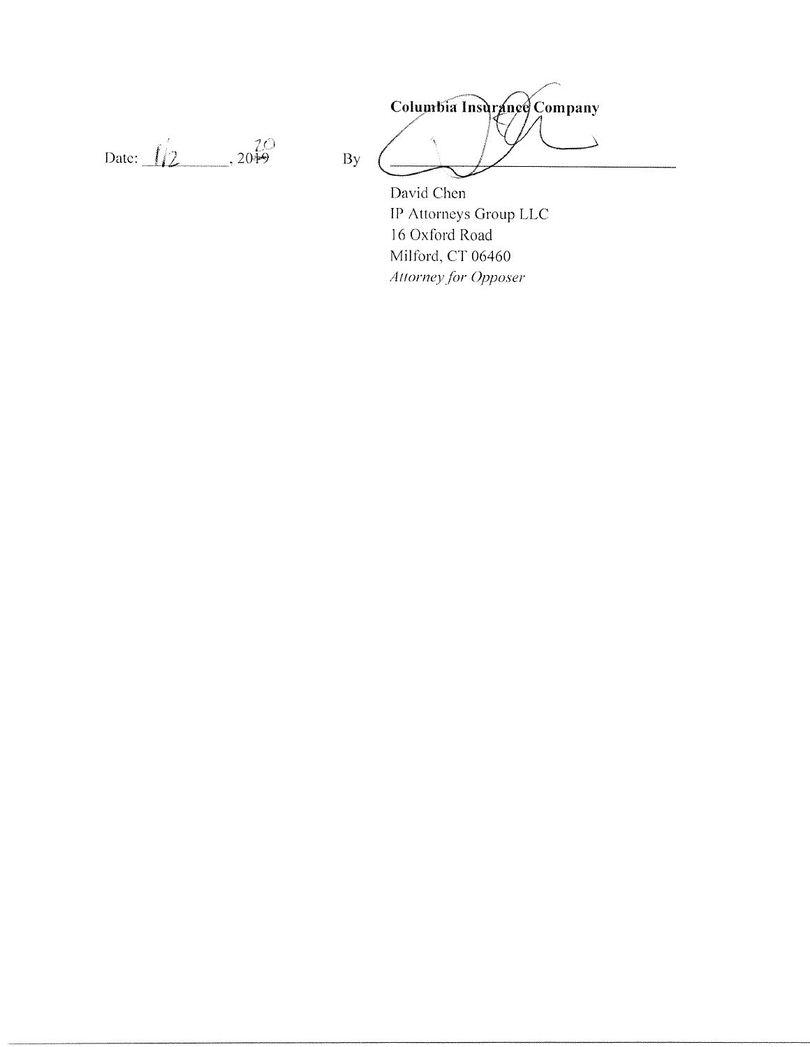Date: 1/2, 20~~19~~ 20

**Columbia Insurance Company**

By ______________________________

David Chen
IP Attorneys Group LLC
16 Oxford Road
Milford, CT 06460
*Attorney for Opposer*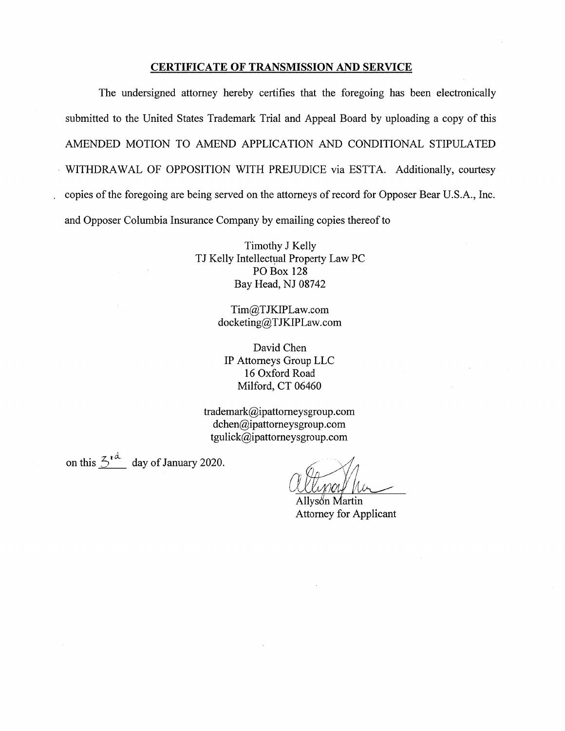## CERTIFICATE OF TRANSMISSION AND SERVICE

The undersigned attorney hereby certifies that the foregoing has been electronically submitted to the United States Trademark Trial and Appeal Board by uploading a copy of this AMENDED MOTION TO AMEND APPLICATION AND CONDITIONAL STIPULATED WITHDRAWAL OF OPPOSITION WITH PREJUDICE via ESTTA. Additionally, courtesy copies of the foregoing are being served on the attorneys of record for Opposer Bear U.S.A., Inc. and Opposer Columbia Insurance Company by emailing copies thereof to

Timothy J Kelly  
TJ Kelly Intellectual Property Law PC  
PO Box 128  
Bay Head, NJ 08742

Tim@TJKIPLaw.com  
docketing@TJKIPLaw.com

David Chen  
IP Attorneys Group LLC  
16 Oxford Road  
Milford, CT 06460

trademark@ipattorneysgroup.com  
dchen@ipattorneysgroup.com  
tgulick@ipattorneysgroup.com

on this 3rd day of January 2020.

Allyson Martin  
Attorney for Applicant